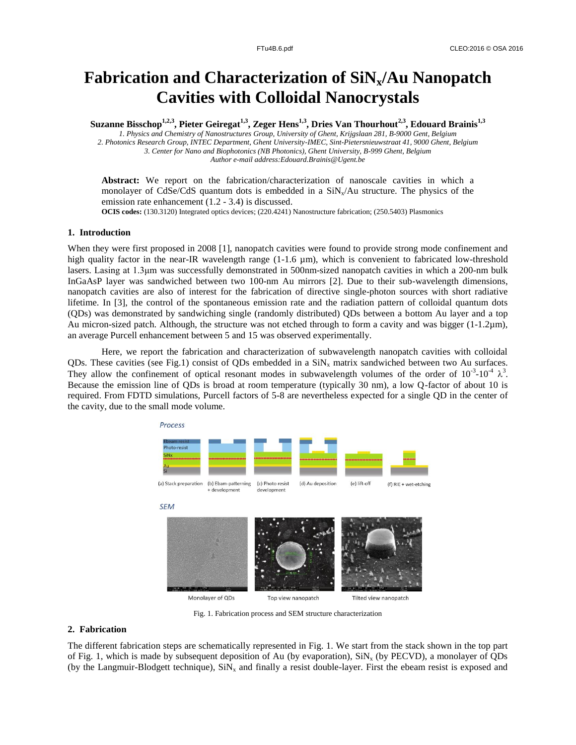# Fabrication and Characterization of $SiN_x$/Au Nanopatch Cavities with Colloidal Nanocrystals

**Suzanne Bisschop[1,2,3], Pieter Geiregat[1,3], Zeger Hens[1,3], Dries Van Thourhout[2,3], Edouard Brainis[1,3]**

*1. Physics and Chemistry of Nanostructures Group, University of Ghent, Krijgslaan 281, B-9000 Gent, Belgium*
*2. Photonics Research Group, INTEC Department, Ghent University-IMEC, Sint-Pietersnieuwstraat 41, 9000 Ghent, Belgium*
*3. Center for Nano and Biophotonics (NB Photonics), Ghent University, B-999 Ghent, Belgium*
*Author e-mail address:Edouard.Brainis@Ugent.be*

**Abstract:** We report on the fabrication/characterization of nanoscale cavities in which a monolayer of CdSe/CdS quantum dots is embedded in a $SiN_x$/Au structure. The physics of the emission rate enhancement (1.2 - 3.4) is discussed.

**OCIS codes:** (130.3120) Integrated optics devices; (220.4241) Nanostructure fabrication; (250.5403) Plasmonics

## 1. Introduction

When they were first proposed in 2008 [1], nanopatch cavities were found to provide strong mode confinement and high quality factor in the near-IR wavelength range (1-1.6 µm), which is convenient to fabricated low-threshold lasers. Lasing at 1.3µm was successfully demonstrated in 500nm-sized nanopatch cavities in which a 200-nm bulk InGaAsP layer was sandwiched between two 100-nm Au mirrors [2]. Due to their sub-wavelength dimensions, nanopatch cavities are also of interest for the fabrication of directive single-photon sources with short radiative lifetime. In [3], the control of the spontaneous emission rate and the radiation pattern of colloidal quantum dots (QDs) was demonstrated by sandwiching single (randomly distributed) QDs between a bottom Au layer and a top Au micron-sized patch. Although, the structure was not etched through to form a cavity and was bigger (1-1.2µm), an average Purcell enhancement between 5 and 15 was observed experimentally.

Here, we report the fabrication and characterization of subwavelength nanopatch cavities with colloidal QDs. These cavities (see Fig.1) consist of QDs embedded in a $SiN_x$ matrix sandwiched between two Au surfaces. They allow the confinement of optical resonant modes in subwavelength volumes of the order of $10^{-3}$-$10^{-4}$ $\lambda^3$. Because the emission line of QDs is broad at room temperature (typically 30 nm), a low Q-factor of about 10 is required. From FDTD simulations, Purcell factors of 5-8 are nevertheless expected for a single QD in the center of the cavity, due to the small mode volume.

Fig. 1. Fabrication process and SEM structure characterization

## 2. Fabrication

The different fabrication steps are schematically represented in Fig. 1. We start from the stack shown in the top part of Fig. 1, which is made by subsequent deposition of Au (by evaporation), $SiN_x$ (by PECVD), a monolayer of QDs (by the Langmuir-Blodgett technique), $SiN_x$ and finally a resist double-layer. First the ebeam resist is exposed and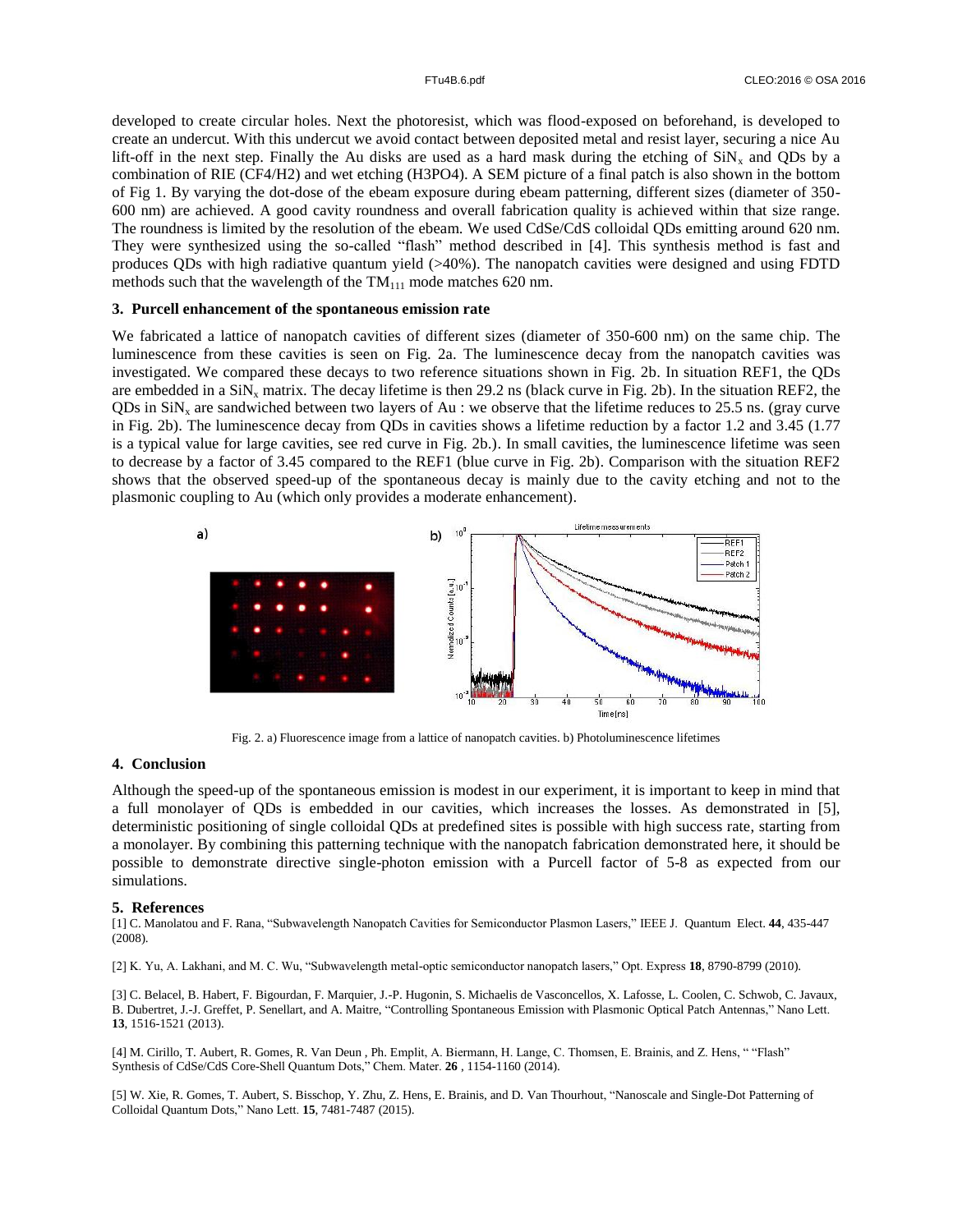developed to create circular holes. Next the photoresist, which was flood-exposed on beforehand, is developed to create an undercut. With this undercut we avoid contact between deposited metal and resist layer, securing a nice Au lift-off in the next step. Finally the Au disks are used as a hard mask during the etching of $SiN_x$ and QDs by a combination of RIE (CF4/H2) and wet etching (H3PO4). A SEM picture of a final patch is also shown in the bottom of Fig 1. By varying the dot-dose of the ebeam exposure during ebeam patterning, different sizes (diameter of 350-600 nm) are achieved. A good cavity roundness and overall fabrication quality is achieved within that size range. The roundness is limited by the resolution of the ebeam. We used CdSe/CdS colloidal QDs emitting around 620 nm. They were synthesized using the so-called "flash" method described in [4]. This synthesis method is fast and produces QDs with high radiative quantum yield (>40%). The nanopatch cavities were designed and using FDTD methods such that the wavelength of the $TM_{111}$ mode matches 620 nm.

### 3. Purcell enhancement of the spontaneous emission rate

We fabricated a lattice of nanopatch cavities of different sizes (diameter of 350-600 nm) on the same chip. The luminescence from these cavities is seen on Fig. 2a. The luminescence decay from the nanopatch cavities was investigated. We compared these decays to two reference situations shown in Fig. 2b. In situation REF1, the QDs are embedded in a $SiN_x$ matrix. The decay lifetime is then 29.2 ns (black curve in Fig. 2b). In the situation REF2, the QDs in $SiN_x$ are sandwiched between two layers of Au : we observe that the lifetime reduces to 25.5 ns. (gray curve in Fig. 2b). The luminescence decay from QDs in cavities shows a lifetime reduction by a factor 1.2 and 3.45 (1.77 is a typical value for large cavities, see red curve in Fig. 2b.). In small cavities, the luminescence lifetime was seen to decrease by a factor of 3.45 compared to the REF1 (blue curve in Fig. 2b). Comparison with the situation REF2 shows that the observed speed-up of the spontaneous decay is mainly due to the cavity etching and not to the plasmonic coupling to Au (which only provides a moderate enhancement).

a)

b)

Lifetime measurements

REF1
REF2
Patch 1
Patch 2

Normalized Counts [a.u.]

Time [ns]

Fig. 2. a) Fluorescence image from a lattice of nanopatch cavities. b) Photoluminescence lifetimes

### 4. Conclusion

Although the speed-up of the spontaneous emission is modest in our experiment, it is important to keep in mind that a full monolayer of QDs is embedded in our cavities, which increases the losses. As demonstrated in [5], deterministic positioning of single colloidal QDs at predefined sites is possible with high success rate, starting from a monolayer. By combining this patterning technique with the nanopatch fabrication demonstrated here, it should be possible to demonstrate directive single-photon emission with a Purcell factor of 5-8 as expected from our simulations.

### 5. References

[1] C. Manolatou and F. Rana, "Subwavelength Nanopatch Cavities for Semiconductor Plasmon Lasers," IEEE J. Quantum Elect. **44**, 435-447 (2008).

[2] K. Yu, A. Lakhani, and M. C. Wu, "Subwavelength metal-optic semiconductor nanopatch lasers," Opt. Express **18**, 8790-8799 (2010).

[3] C. Belacel, B. Habert, F. Bigourdan, F. Marquier, J.-P. Hugonin, S. Michaelis de Vasconcellos, X. Lafosse, L. Coolen, C. Schwob, C. Javaux, B. Dubertret, J.-J. Greffet, P. Senellart, and A. Maitre, "Controlling Spontaneous Emission with Plasmonic Optical Patch Antennas," Nano Lett. **13**, 1516-1521 (2013).

[4] M. Cirillo, T. Aubert, R. Gomes, R. Van Deun , Ph. Emplit, A. Biermann, H. Lange, C. Thomsen, E. Brainis, and Z. Hens, " "Flash" Synthesis of CdSe/CdS Core-Shell Quantum Dots," Chem. Mater. **26** , 1154-1160 (2014).

[5] W. Xie, R. Gomes, T. Aubert, S. Bisschop, Y. Zhu, Z. Hens, E. Brainis, and D. Van Thourhout, "Nanoscale and Single-Dot Patterning of Colloidal Quantum Dots," Nano Lett. **15**, 7481-7487 (2015).